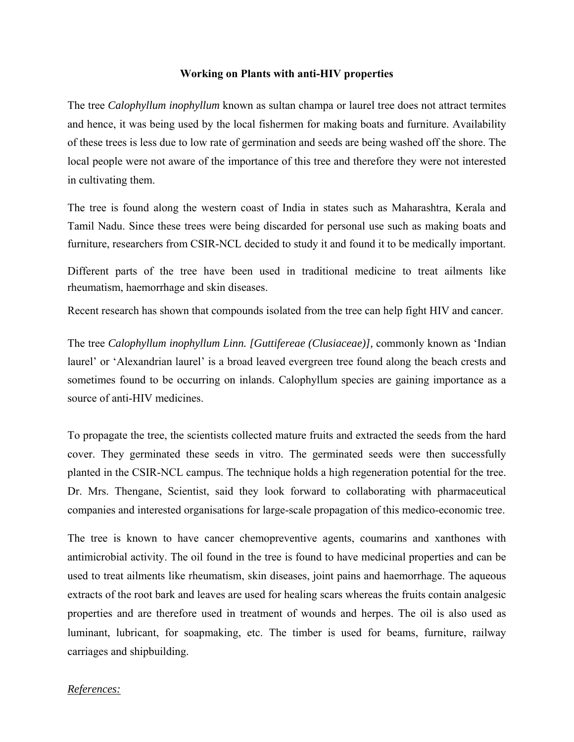**Working on Plants with anti-HIV properties**

The tree *Calophyllum inophyllum* known as sultan champa or laurel tree does not attract termites and hence, it was being used by the local fishermen for making boats and furniture. Availability of these trees is less due to low rate of germination and seeds are being washed off the shore. The local people were not aware of the importance of this tree and therefore they were not interested in cultivating them.

The tree is found along the western coast of India in states such as Maharashtra, Kerala and Tamil Nadu. Since these trees were being discarded for personal use such as making boats and furniture, researchers from CSIR-NCL decided to study it and found it to be medically important.

Different parts of the tree have been used in traditional medicine to treat ailments like rheumatism, haemorrhage and skin diseases.

Recent research has shown that compounds isolated from the tree can help fight HIV and cancer.

The tree *Calophyllum inophyllum Linn. [Guttifereae (Clusiaceae)],* commonly known as 'Indian laurel' or 'Alexandrian laurel' is a broad leaved evergreen tree found along the beach crests and sometimes found to be occurring on inlands. Calophyllum species are gaining importance as a source of anti-HIV medicines.

To propagate the tree, the scientists collected mature fruits and extracted the seeds from the hard cover. They germinated these seeds in vitro. The germinated seeds were then successfully planted in the CSIR-NCL campus. The technique holds a high regeneration potential for the tree. Dr. Mrs. Thengane, Scientist, said they look forward to collaborating with pharmaceutical companies and interested organisations for large-scale propagation of this medico-economic tree.

The tree is known to have cancer chemopreventive agents, coumarins and xanthones with antimicrobial activity. The oil found in the tree is found to have medicinal properties and can be used to treat ailments like rheumatism, skin diseases, joint pains and haemorrhage. The aqueous extracts of the root bark and leaves are used for healing scars whereas the fruits contain analgesic properties and are therefore used in treatment of wounds and herpes. The oil is also used as luminant, lubricant, for soapmaking, etc. The timber is used for beams, furniture, railway carriages and shipbuilding.

*References:*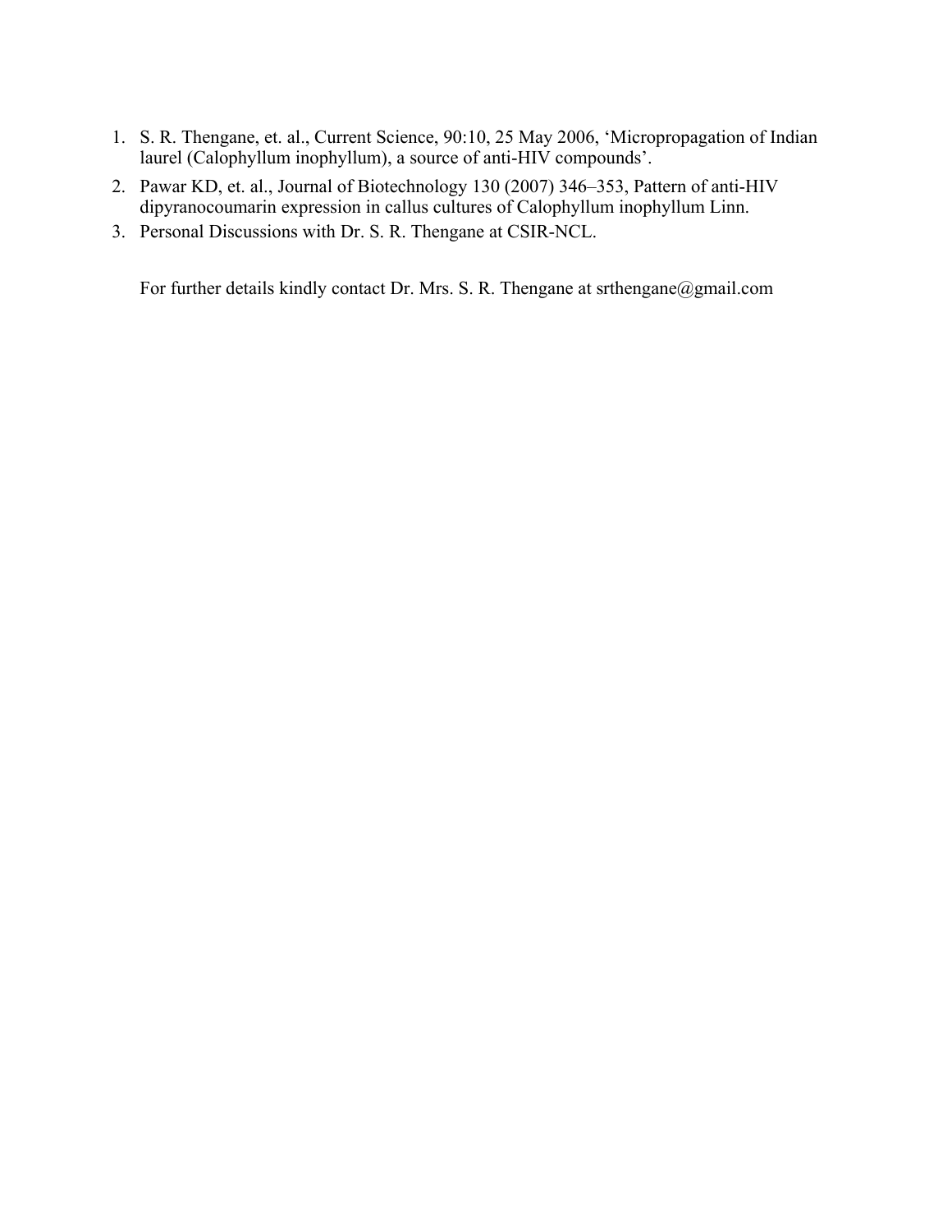1. S. R. Thengane, et. al., Current Science, 90:10, 25 May 2006, 'Micropropagation of Indian laurel (Calophyllum inophyllum), a source of anti-HIV compounds'.
2. Pawar KD, et. al., Journal of Biotechnology 130 (2007) 346–353, Pattern of anti-HIV dipyranocoumarin expression in callus cultures of Calophyllum inophyllum Linn.
3. Personal Discussions with Dr. S. R. Thengane at CSIR-NCL.

For further details kindly contact Dr. Mrs. S. R. Thengane at srthengane@gmail.com